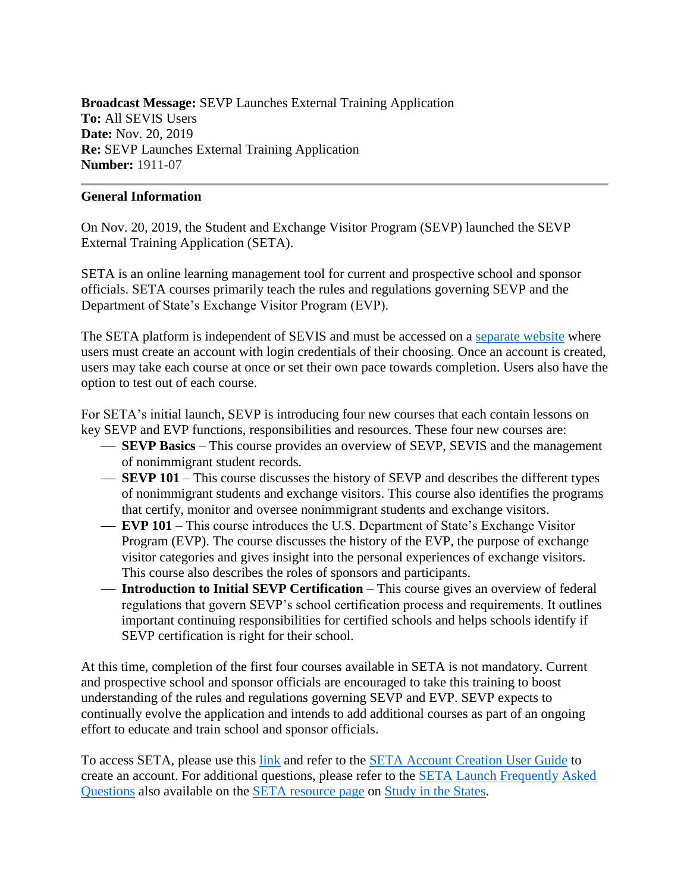**Broadcast Message:** SEVP Launches External Training Application
**To:** All SEVIS Users
**Date:** Nov. 20, 2019
**Re:** SEVP Launches External Training Application
**Number:** 1911-07

---

**General Information**

On Nov. 20, 2019, the Student and Exchange Visitor Program (SEVP) launched the SEVP External Training Application (SETA).

SETA is an online learning management tool for current and prospective school and sponsor officials. SETA courses primarily teach the rules and regulations governing SEVP and the Department of State's Exchange Visitor Program (EVP).

The SETA platform is independent of SEVIS and must be accessed on a separate website where users must create an account with login credentials of their choosing. Once an account is created, users may take each course at once or set their own pace towards completion. Users also have the option to test out of each course.

For SETA's initial launch, SEVP is introducing four new courses that each contain lessons on key SEVP and EVP functions, responsibilities and resources. These four new courses are:

- **SEVP Basics** – This course provides an overview of SEVP, SEVIS and the management of nonimmigrant student records.
- **SEVP 101** – This course discusses the history of SEVP and describes the different types of nonimmigrant students and exchange visitors. This course also identifies the programs that certify, monitor and oversee nonimmigrant students and exchange visitors.
- **EVP 101** – This course introduces the U.S. Department of State's Exchange Visitor Program (EVP). The course discusses the history of the EVP, the purpose of exchange visitor categories and gives insight into the personal experiences of exchange visitors. This course also describes the roles of sponsors and participants.
- **Introduction to Initial SEVP Certification** – This course gives an overview of federal regulations that govern SEVP's school certification process and requirements. It outlines important continuing responsibilities for certified schools and helps schools identify if SEVP certification is right for their school.

At this time, completion of the first four courses available in SETA is not mandatory. Current and prospective school and sponsor officials are encouraged to take this training to boost understanding of the rules and regulations governing SEVP and EVP. SEVP expects to continually evolve the application and intends to add additional courses as part of an ongoing effort to educate and train school and sponsor officials.

To access SETA, please use this link and refer to the SETA Account Creation User Guide to create an account. For additional questions, please refer to the SETA Launch Frequently Asked Questions also available on the SETA resource page on Study in the States.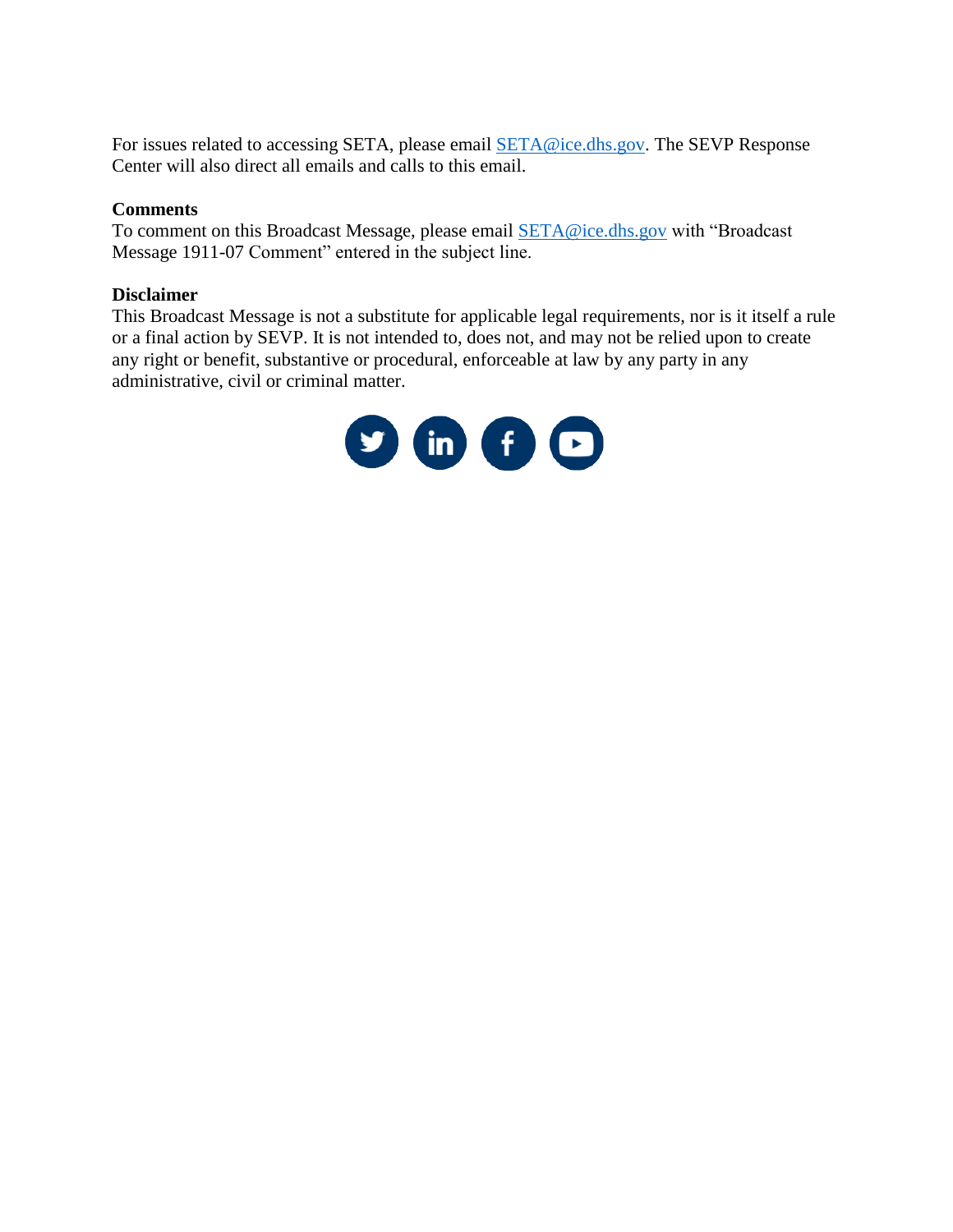For issues related to accessing SETA, please email SETA@ice.dhs.gov. The SEVP Response Center will also direct all emails and calls to this email.

**Comments**

To comment on this Broadcast Message, please email SETA@ice.dhs.gov with "Broadcast Message 1911-07 Comment" entered in the subject line.

**Disclaimer**

This Broadcast Message is not a substitute for applicable legal requirements, nor is it itself a rule or a final action by SEVP. It is not intended to, does not, and may not be relied upon to create any right or benefit, substantive or procedural, enforceable at law by any party in any administrative, civil or criminal matter.